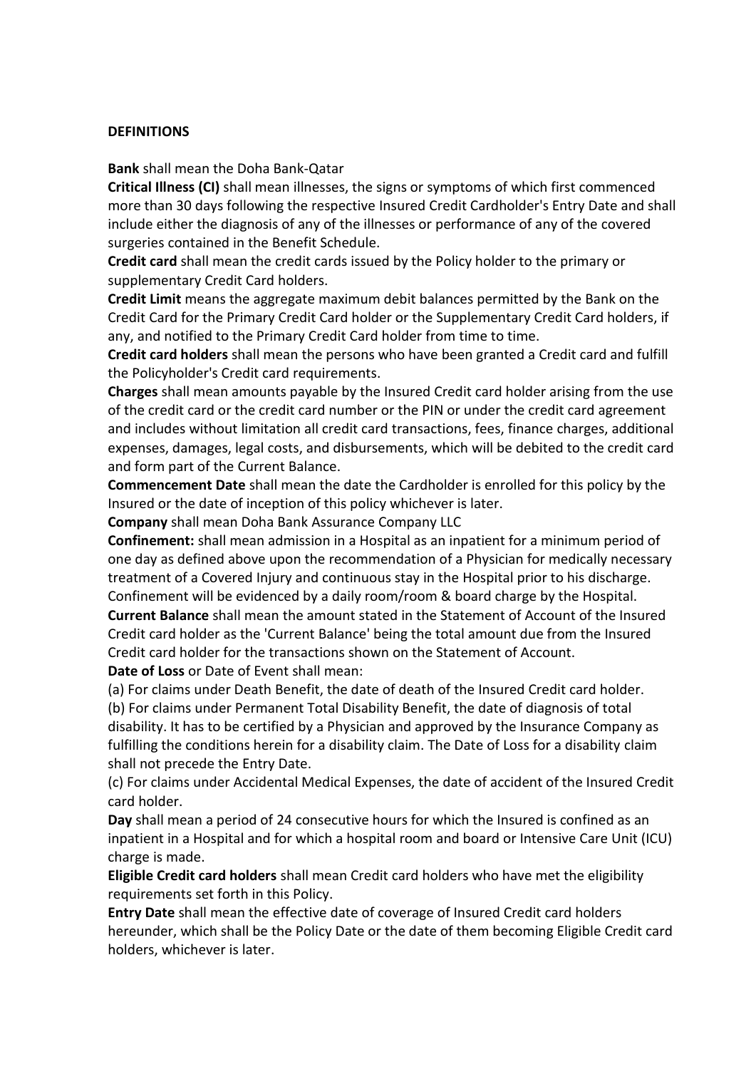**DEFINITIONS**

**Bank** shall mean the Doha Bank-Qatar

**Critical Illness (CI)** shall mean illnesses, the signs or symptoms of which first commenced more than 30 days following the respective Insured Credit Cardholder's Entry Date and shall include either the diagnosis of any of the illnesses or performance of any of the covered surgeries contained in the Benefit Schedule.

**Credit card** shall mean the credit cards issued by the Policy holder to the primary or supplementary Credit Card holders.

**Credit Limit** means the aggregate maximum debit balances permitted by the Bank on the Credit Card for the Primary Credit Card holder or the Supplementary Credit Card holders, if any, and notified to the Primary Credit Card holder from time to time.

**Credit card holders** shall mean the persons who have been granted a Credit card and fulfill the Policyholder's Credit card requirements.

**Charges** shall mean amounts payable by the Insured Credit card holder arising from the use of the credit card or the credit card number or the PIN or under the credit card agreement and includes without limitation all credit card transactions, fees, finance charges, additional expenses, damages, legal costs, and disbursements, which will be debited to the credit card and form part of the Current Balance.

**Commencement Date** shall mean the date the Cardholder is enrolled for this policy by the Insured or the date of inception of this policy whichever is later.

**Company** shall mean Doha Bank Assurance Company LLC

**Confinement:** shall mean admission in a Hospital as an inpatient for a minimum period of one day as defined above upon the recommendation of a Physician for medically necessary treatment of a Covered Injury and continuous stay in the Hospital prior to his discharge. Confinement will be evidenced by a daily room/room & board charge by the Hospital.

**Current Balance** shall mean the amount stated in the Statement of Account of the Insured Credit card holder as the 'Current Balance' being the total amount due from the Insured Credit card holder for the transactions shown on the Statement of Account.

**Date of Loss** or Date of Event shall mean:

(a) For claims under Death Benefit, the date of death of the Insured Credit card holder.

(b) For claims under Permanent Total Disability Benefit, the date of diagnosis of total disability. It has to be certified by a Physician and approved by the Insurance Company as fulfilling the conditions herein for a disability claim. The Date of Loss for a disability claim shall not precede the Entry Date.

(c) For claims under Accidental Medical Expenses, the date of accident of the Insured Credit card holder.

**Day** shall mean a period of 24 consecutive hours for which the Insured is confined as an inpatient in a Hospital and for which a hospital room and board or Intensive Care Unit (ICU) charge is made.

**Eligible Credit card holders** shall mean Credit card holders who have met the eligibility requirements set forth in this Policy.

**Entry Date** shall mean the effective date of coverage of Insured Credit card holders hereunder, which shall be the Policy Date or the date of them becoming Eligible Credit card holders, whichever is later.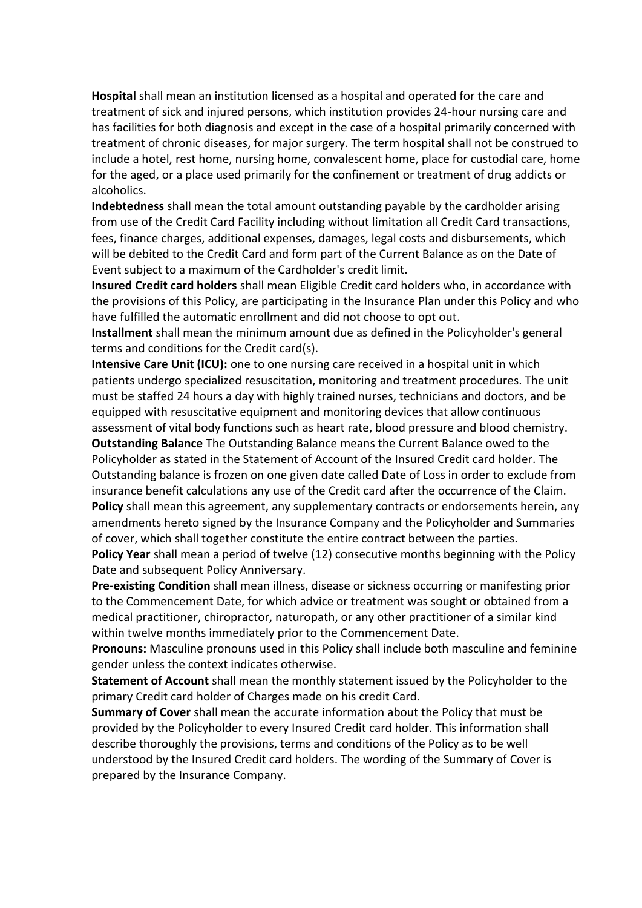**Hospital** shall mean an institution licensed as a hospital and operated for the care and treatment of sick and injured persons, which institution provides 24-hour nursing care and has facilities for both diagnosis and except in the case of a hospital primarily concerned with treatment of chronic diseases, for major surgery. The term hospital shall not be construed to include a hotel, rest home, nursing home, convalescent home, place for custodial care, home for the aged, or a place used primarily for the confinement or treatment of drug addicts or alcoholics.

**Indebtedness** shall mean the total amount outstanding payable by the cardholder arising from use of the Credit Card Facility including without limitation all Credit Card transactions, fees, finance charges, additional expenses, damages, legal costs and disbursements, which will be debited to the Credit Card and form part of the Current Balance as on the Date of Event subject to a maximum of the Cardholder's credit limit.

**Insured Credit card holders** shall mean Eligible Credit card holders who, in accordance with the provisions of this Policy, are participating in the Insurance Plan under this Policy and who have fulfilled the automatic enrollment and did not choose to opt out.

**Installment** shall mean the minimum amount due as defined in the Policyholder's general terms and conditions for the Credit card(s).

**Intensive Care Unit (ICU):** one to one nursing care received in a hospital unit in which patients undergo specialized resuscitation, monitoring and treatment procedures. The unit must be staffed 24 hours a day with highly trained nurses, technicians and doctors, and be equipped with resuscitative equipment and monitoring devices that allow continuous assessment of vital body functions such as heart rate, blood pressure and blood chemistry.

**Outstanding Balance** The Outstanding Balance means the Current Balance owed to the Policyholder as stated in the Statement of Account of the Insured Credit card holder. The Outstanding balance is frozen on one given date called Date of Loss in order to exclude from insurance benefit calculations any use of the Credit card after the occurrence of the Claim.

**Policy** shall mean this agreement, any supplementary contracts or endorsements herein, any amendments hereto signed by the Insurance Company and the Policyholder and Summaries of cover, which shall together constitute the entire contract between the parties.

**Policy Year** shall mean a period of twelve (12) consecutive months beginning with the Policy Date and subsequent Policy Anniversary.

**Pre-existing Condition** shall mean illness, disease or sickness occurring or manifesting prior to the Commencement Date, for which advice or treatment was sought or obtained from a medical practitioner, chiropractor, naturopath, or any other practitioner of a similar kind within twelve months immediately prior to the Commencement Date.

**Pronouns:** Masculine pronouns used in this Policy shall include both masculine and feminine gender unless the context indicates otherwise.

**Statement of Account** shall mean the monthly statement issued by the Policyholder to the primary Credit card holder of Charges made on his credit Card.

**Summary of Cover** shall mean the accurate information about the Policy that must be provided by the Policyholder to every Insured Credit card holder. This information shall describe thoroughly the provisions, terms and conditions of the Policy as to be well understood by the Insured Credit card holders. The wording of the Summary of Cover is prepared by the Insurance Company.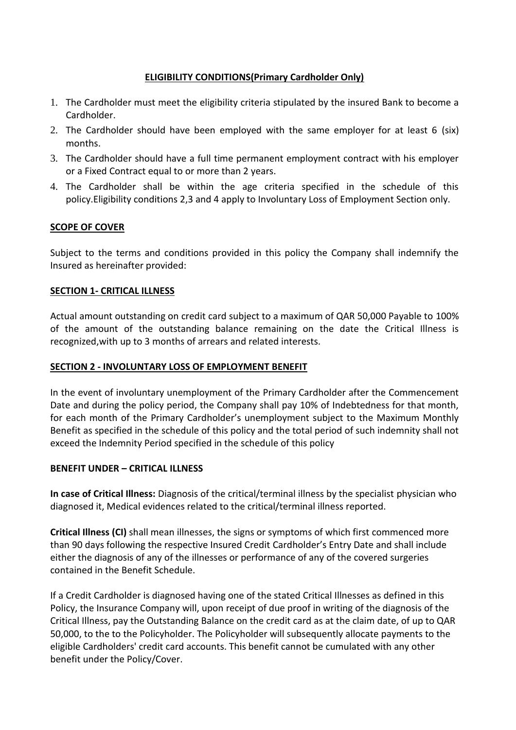**ELIGIBILITY CONDITIONS(Primary Cardholder Only)**

1. The Cardholder must meet the eligibility criteria stipulated by the insured Bank to become a Cardholder.
2. The Cardholder should have been employed with the same employer for at least 6 (six) months.
3. The Cardholder should have a full time permanent employment contract with his employer or a Fixed Contract equal to or more than 2 years.
4. The Cardholder shall be within the age criteria specified in the schedule of this policy.Eligibility conditions 2,3 and 4 apply to Involuntary Loss of Employment Section only.

**SCOPE OF COVER**

Subject to the terms and conditions provided in this policy the Company shall indemnify the Insured as hereinafter provided:

**SECTION 1- CRITICAL ILLNESS**

Actual amount outstanding on credit card subject to a maximum of QAR 50,000 Payable to 100% of the amount of the outstanding balance remaining on the date the Critical Illness is recognized,with up to 3 months of arrears and related interests.

**SECTION 2 - INVOLUNTARY LOSS OF EMPLOYMENT BENEFIT**

In the event of involuntary unemployment of the Primary Cardholder after the Commencement Date and during the policy period, the Company shall pay 10% of Indebtedness for that month, for each month of the Primary Cardholder's unemployment subject to the Maximum Monthly Benefit as specified in the schedule of this policy and the total period of such indemnity shall not exceed the Indemnity Period specified in the schedule of this policy

**BENEFIT UNDER – CRITICAL ILLNESS**

**In case of Critical Illness:** Diagnosis of the critical/terminal illness by the specialist physician who diagnosed it, Medical evidences related to the critical/terminal illness reported.

**Critical Illness (CI)** shall mean illnesses, the signs or symptoms of which first commenced more than 90 days following the respective Insured Credit Cardholder's Entry Date and shall include either the diagnosis of any of the illnesses or performance of any of the covered surgeries contained in the Benefit Schedule.

If a Credit Cardholder is diagnosed having one of the stated Critical Illnesses as defined in this Policy, the Insurance Company will, upon receipt of due proof in writing of the diagnosis of the Critical Illness, pay the Outstanding Balance on the credit card as at the claim date, of up to QAR 50,000, to the to the Policyholder. The Policyholder will subsequently allocate payments to the eligible Cardholders' credit card accounts. This benefit cannot be cumulated with any other benefit under the Policy/Cover.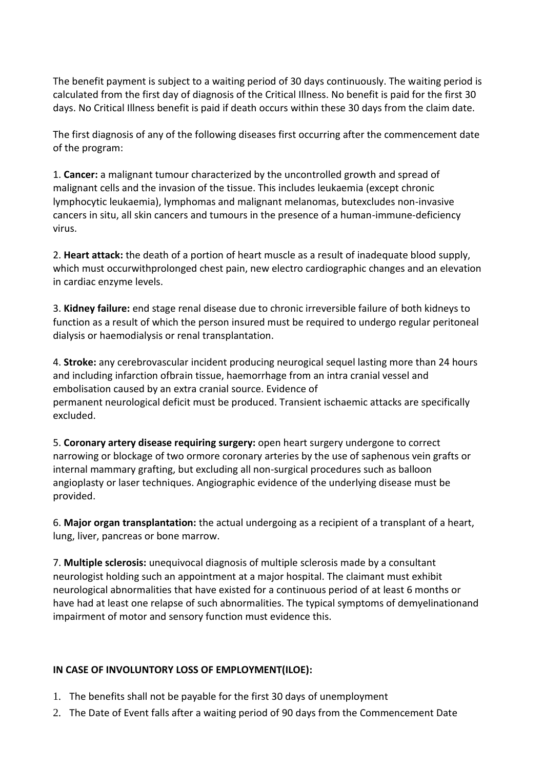The benefit payment is subject to a waiting period of 30 days continuously. The waiting period is calculated from the first day of diagnosis of the Critical Illness. No benefit is paid for the first 30 days. No Critical Illness benefit is paid if death occurs within these 30 days from the claim date.

The first diagnosis of any of the following diseases first occurring after the commencement date of the program:

1. **Cancer:** a malignant tumour characterized by the uncontrolled growth and spread of malignant cells and the invasion of the tissue. This includes leukaemia (except chronic lymphocytic leukaemia), lymphomas and malignant melanomas, butexcludes non-invasive cancers in situ, all skin cancers and tumours in the presence of a human-immune-deficiency virus.

2. **Heart attack:** the death of a portion of heart muscle as a result of inadequate blood supply, which must occurwithprolonged chest pain, new electro cardiographic changes and an elevation in cardiac enzyme levels.

3. **Kidney failure:** end stage renal disease due to chronic irreversible failure of both kidneys to function as a result of which the person insured must be required to undergo regular peritoneal dialysis or haemodialysis or renal transplantation.

4. **Stroke:** any cerebrovascular incident producing neurogical sequel lasting more than 24 hours and including infarction ofbrain tissue, haemorrhage from an intra cranial vessel and embolisation caused by an extra cranial source. Evidence of permanent neurological deficit must be produced. Transient ischaemic attacks are specifically excluded.

5. **Coronary artery disease requiring surgery:** open heart surgery undergone to correct narrowing or blockage of two ormore coronary arteries by the use of saphenous vein grafts or internal mammary grafting, but excluding all non-surgical procedures such as balloon angioplasty or laser techniques. Angiographic evidence of the underlying disease must be provided.

6. **Major organ transplantation:** the actual undergoing as a recipient of a transplant of a heart, lung, liver, pancreas or bone marrow.

7. **Multiple sclerosis:** unequivocal diagnosis of multiple sclerosis made by a consultant neurologist holding such an appointment at a major hospital. The claimant must exhibit neurological abnormalities that have existed for a continuous period of at least 6 months or have had at least one relapse of such abnormalities. The typical symptoms of demyelinationand impairment of motor and sensory function must evidence this.

**IN CASE OF INVOLUNTORY LOSS OF EMPLOYMENT(ILOE):**

1. The benefits shall not be payable for the first 30 days of unemployment
2. The Date of Event falls after a waiting period of 90 days from the Commencement Date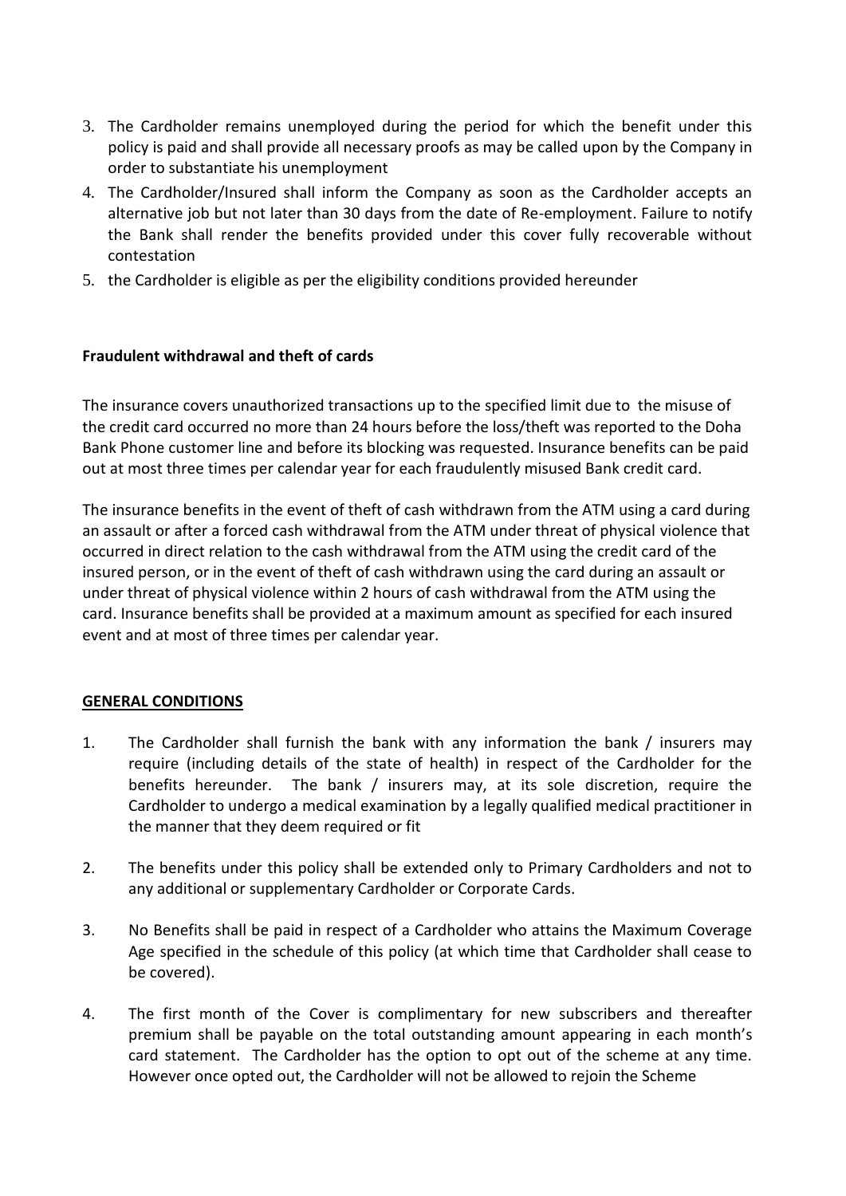3. The Cardholder remains unemployed during the period for which the benefit under this policy is paid and shall provide all necessary proofs as may be called upon by the Company in order to substantiate his unemployment
4. The Cardholder/Insured shall inform the Company as soon as the Cardholder accepts an alternative job but not later than 30 days from the date of Re-employment. Failure to notify the Bank shall render the benefits provided under this cover fully recoverable without contestation
5. the Cardholder is eligible as per the eligibility conditions provided hereunder

**Fraudulent withdrawal and theft of cards**

The insurance covers unauthorized transactions up to the specified limit due to the misuse of the credit card occurred no more than 24 hours before the loss/theft was reported to the Doha Bank Phone customer line and before its blocking was requested. Insurance benefits can be paid out at most three times per calendar year for each fraudulently misused Bank credit card.

The insurance benefits in the event of theft of cash withdrawn from the ATM using a card during an assault or after a forced cash withdrawal from the ATM under threat of physical violence that occurred in direct relation to the cash withdrawal from the ATM using the credit card of the insured person, or in the event of theft of cash withdrawn using the card during an assault or under threat of physical violence within 2 hours of cash withdrawal from the ATM using the card. Insurance benefits shall be provided at a maximum amount as specified for each insured event and at most of three times per calendar year.

**GENERAL CONDITIONS**

1. The Cardholder shall furnish the bank with any information the bank / insurers may require (including details of the state of health) in respect of the Cardholder for the benefits hereunder. The bank / insurers may, at its sole discretion, require the Cardholder to undergo a medical examination by a legally qualified medical practitioner in the manner that they deem required or fit
2. The benefits under this policy shall be extended only to Primary Cardholders and not to any additional or supplementary Cardholder or Corporate Cards.
3. No Benefits shall be paid in respect of a Cardholder who attains the Maximum Coverage Age specified in the schedule of this policy (at which time that Cardholder shall cease to be covered).
4. The first month of the Cover is complimentary for new subscribers and thereafter premium shall be payable on the total outstanding amount appearing in each month's card statement. The Cardholder has the option to opt out of the scheme at any time. However once opted out, the Cardholder will not be allowed to rejoin the Scheme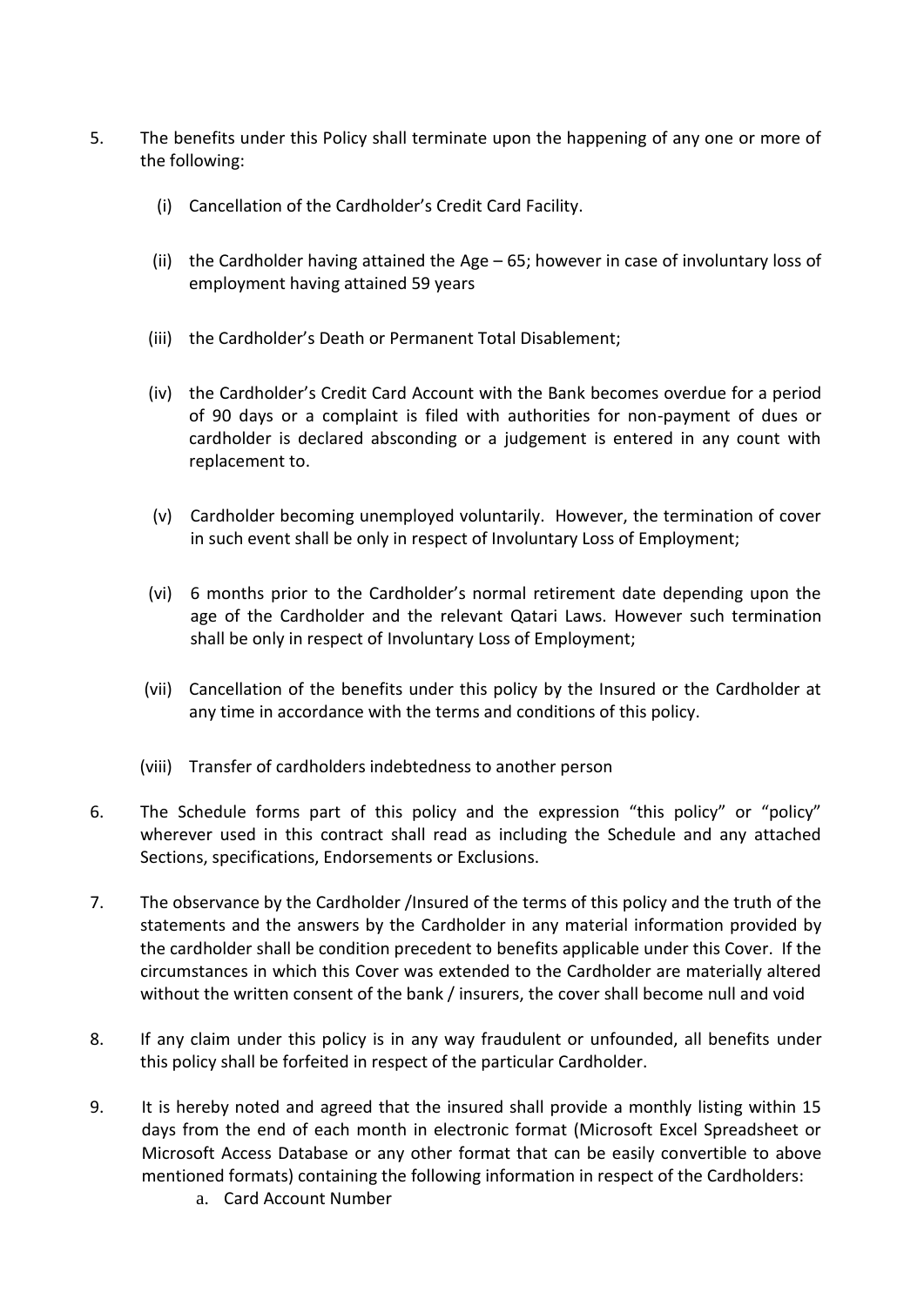5. The benefits under this Policy shall terminate upon the happening of any one or more of the following:

   (i) Cancellation of the Cardholder's Credit Card Facility.

   (ii) the Cardholder having attained the Age – 65; however in case of involuntary loss of employment having attained 59 years

   (iii) the Cardholder's Death or Permanent Total Disablement;

   (iv) the Cardholder's Credit Card Account with the Bank becomes overdue for a period of 90 days or a complaint is filed with authorities for non-payment of dues or cardholder is declared absconding or a judgement is entered in any count with replacement to.

   (v) Cardholder becoming unemployed voluntarily. However, the termination of cover in such event shall be only in respect of Involuntary Loss of Employment;

   (vi) 6 months prior to the Cardholder's normal retirement date depending upon the age of the Cardholder and the relevant Qatari Laws. However such termination shall be only in respect of Involuntary Loss of Employment;

   (vii) Cancellation of the benefits under this policy by the Insured or the Cardholder at any time in accordance with the terms and conditions of this policy.

   (viii) Transfer of cardholders indebtedness to another person

6. The Schedule forms part of this policy and the expression "this policy" or "policy" wherever used in this contract shall read as including the Schedule and any attached Sections, specifications, Endorsements or Exclusions.

7. The observance by the Cardholder /Insured of the terms of this policy and the truth of the statements and the answers by the Cardholder in any material information provided by the cardholder shall be condition precedent to benefits applicable under this Cover. If the circumstances in which this Cover was extended to the Cardholder are materially altered without the written consent of the bank / insurers, the cover shall become null and void

8. If any claim under this policy is in any way fraudulent or unfounded, all benefits under this policy shall be forfeited in respect of the particular Cardholder.

9. It is hereby noted and agreed that the insured shall provide a monthly listing within 15 days from the end of each month in electronic format (Microsoft Excel Spreadsheet or Microsoft Access Database or any other format that can be easily convertible to above mentioned formats) containing the following information in respect of the Cardholders:

   a. Card Account Number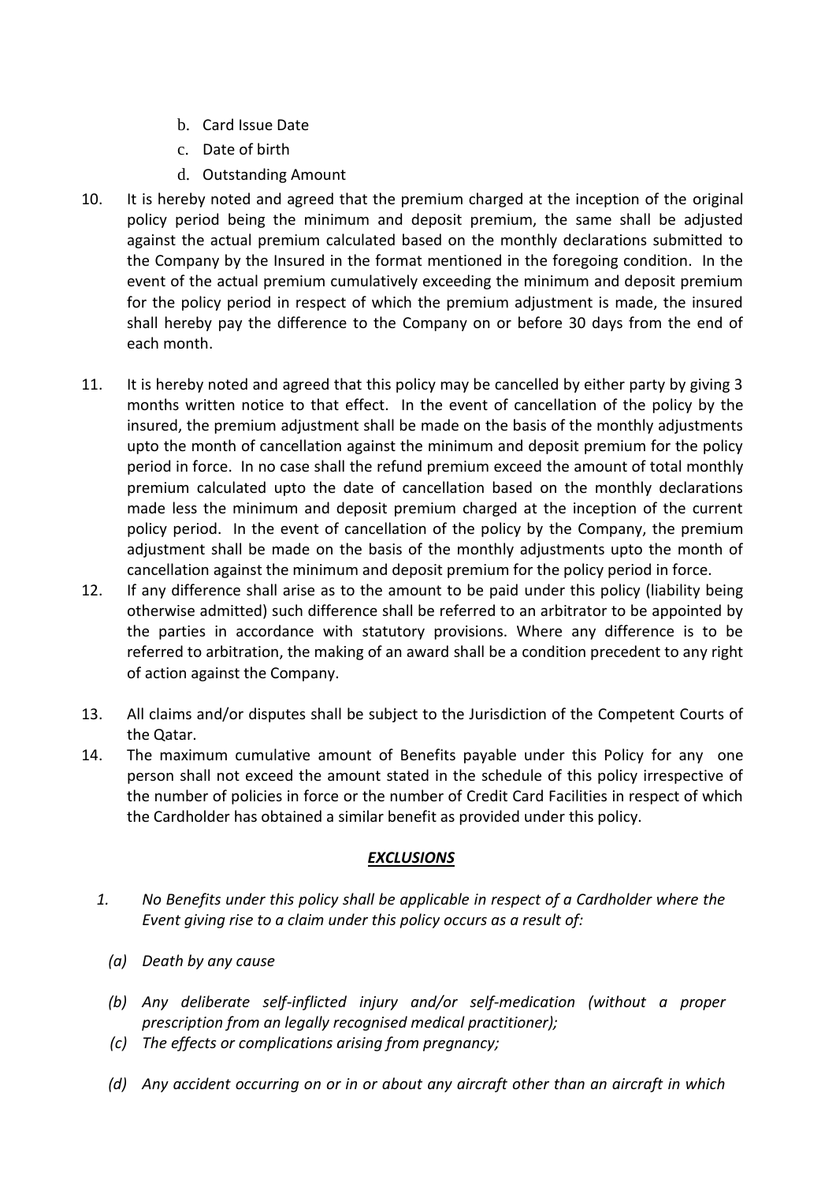b. Card Issue Date
c. Date of birth
d. Outstanding Amount

10. It is hereby noted and agreed that the premium charged at the inception of the original policy period being the minimum and deposit premium, the same shall be adjusted against the actual premium calculated based on the monthly declarations submitted to the Company by the Insured in the format mentioned in the foregoing condition. In the event of the actual premium cumulatively exceeding the minimum and deposit premium for the policy period in respect of which the premium adjustment is made, the insured shall hereby pay the difference to the Company on or before 30 days from the end of each month.

11. It is hereby noted and agreed that this policy may be cancelled by either party by giving 3 months written notice to that effect. In the event of cancellation of the policy by the insured, the premium adjustment shall be made on the basis of the monthly adjustments upto the month of cancellation against the minimum and deposit premium for the policy period in force. In no case shall the refund premium exceed the amount of total monthly premium calculated upto the date of cancellation based on the monthly declarations made less the minimum and deposit premium charged at the inception of the current policy period. In the event of cancellation of the policy by the Company, the premium adjustment shall be made on the basis of the monthly adjustments upto the month of cancellation against the minimum and deposit premium for the policy period in force.

12. If any difference shall arise as to the amount to be paid under this policy (liability being otherwise admitted) such difference shall be referred to an arbitrator to be appointed by the parties in accordance with statutory provisions. Where any difference is to be referred to arbitration, the making of an award shall be a condition precedent to any right of action against the Company.

13. All claims and/or disputes shall be subject to the Jurisdiction of the Competent Courts of the Qatar.

14. The maximum cumulative amount of Benefits payable under this Policy for any one person shall not exceed the amount stated in the schedule of this policy irrespective of the number of policies in force or the number of Credit Card Facilities in respect of which the Cardholder has obtained a similar benefit as provided under this policy.

## ***EXCLUSIONS***

1. *No Benefits under this policy shall be applicable in respect of a Cardholder where the Event giving rise to a claim under this policy occurs as a result of:*

   *(a) Death by any cause*

   *(b) Any deliberate self-inflicted injury and/or self-medication (without a proper prescription from an legally recognised medical practitioner);*

   *(c) The effects or complications arising from pregnancy;*

   *(d) Any accident occurring on or in or about any aircraft other than an aircraft in which*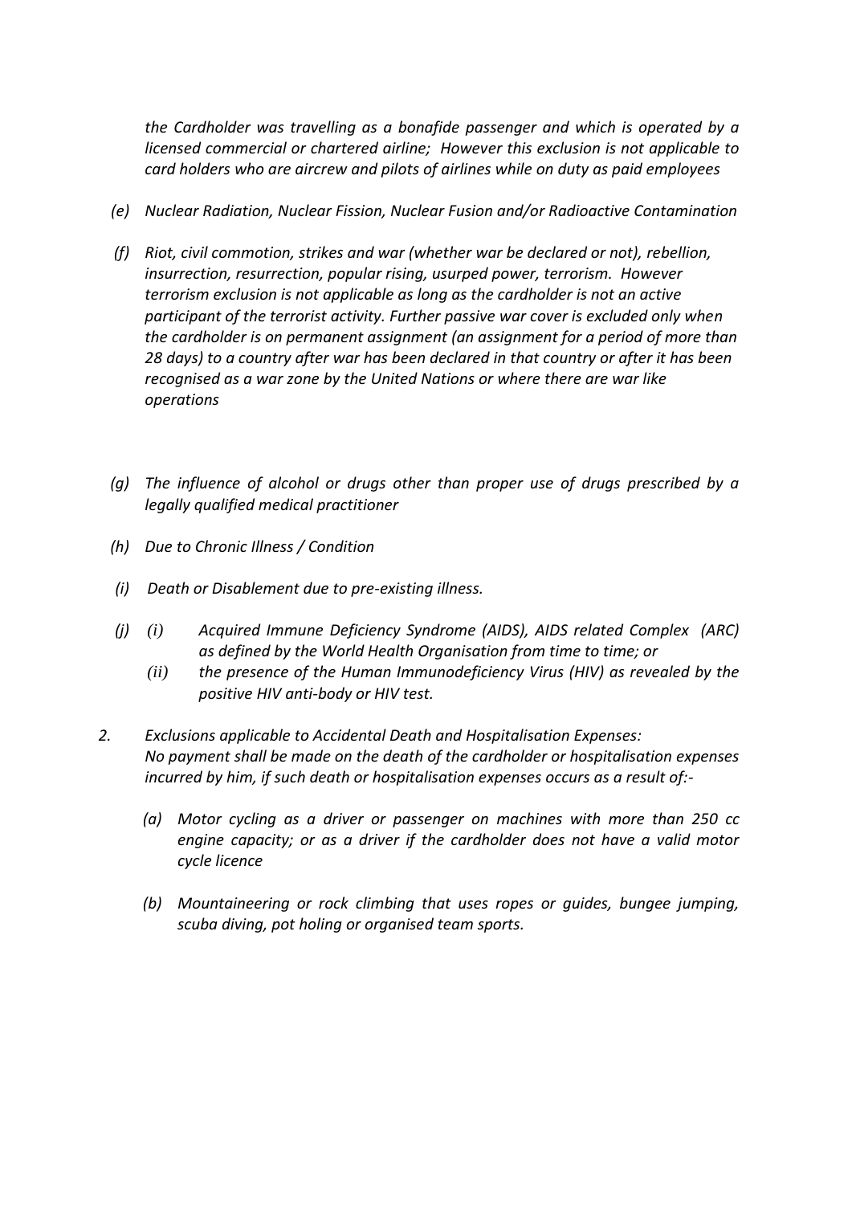*the Cardholder was travelling as a bonafide passenger and which is operated by a licensed commercial or chartered airline; However this exclusion is not applicable to card holders who are aircrew and pilots of airlines while on duty as paid employees*

*(e) Nuclear Radiation, Nuclear Fission, Nuclear Fusion and/or Radioactive Contamination*

*(f) Riot, civil commotion, strikes and war (whether war be declared or not), rebellion, insurrection, resurrection, popular rising, usurped power, terrorism. However terrorism exclusion is not applicable as long as the cardholder is not an active participant of the terrorist activity. Further passive war cover is excluded only when the cardholder is on permanent assignment (an assignment for a period of more than 28 days) to a country after war has been declared in that country or after it has been recognised as a war zone by the United Nations or where there are war like operations*

*(g) The influence of alcohol or drugs other than proper use of drugs prescribed by a legally qualified medical practitioner*

*(h) Due to Chronic Illness / Condition*

*(i) Death or Disablement due to pre-existing illness.*

*(j) (i) Acquired Immune Deficiency Syndrome (AIDS), AIDS related Complex (ARC) as defined by the World Health Organisation from time to time; or*

*(ii) the presence of the Human Immunodeficiency Virus (HIV) as revealed by the positive HIV anti-body or HIV test.*

*2. Exclusions applicable to Accidental Death and Hospitalisation Expenses:*
*No payment shall be made on the death of the cardholder or hospitalisation expenses incurred by him, if such death or hospitalisation expenses occurs as a result of:-*

*(a) Motor cycling as a driver or passenger on machines with more than 250 cc engine capacity; or as a driver if the cardholder does not have a valid motor cycle licence*

*(b) Mountaineering or rock climbing that uses ropes or guides, bungee jumping, scuba diving, pot holing or organised team sports.*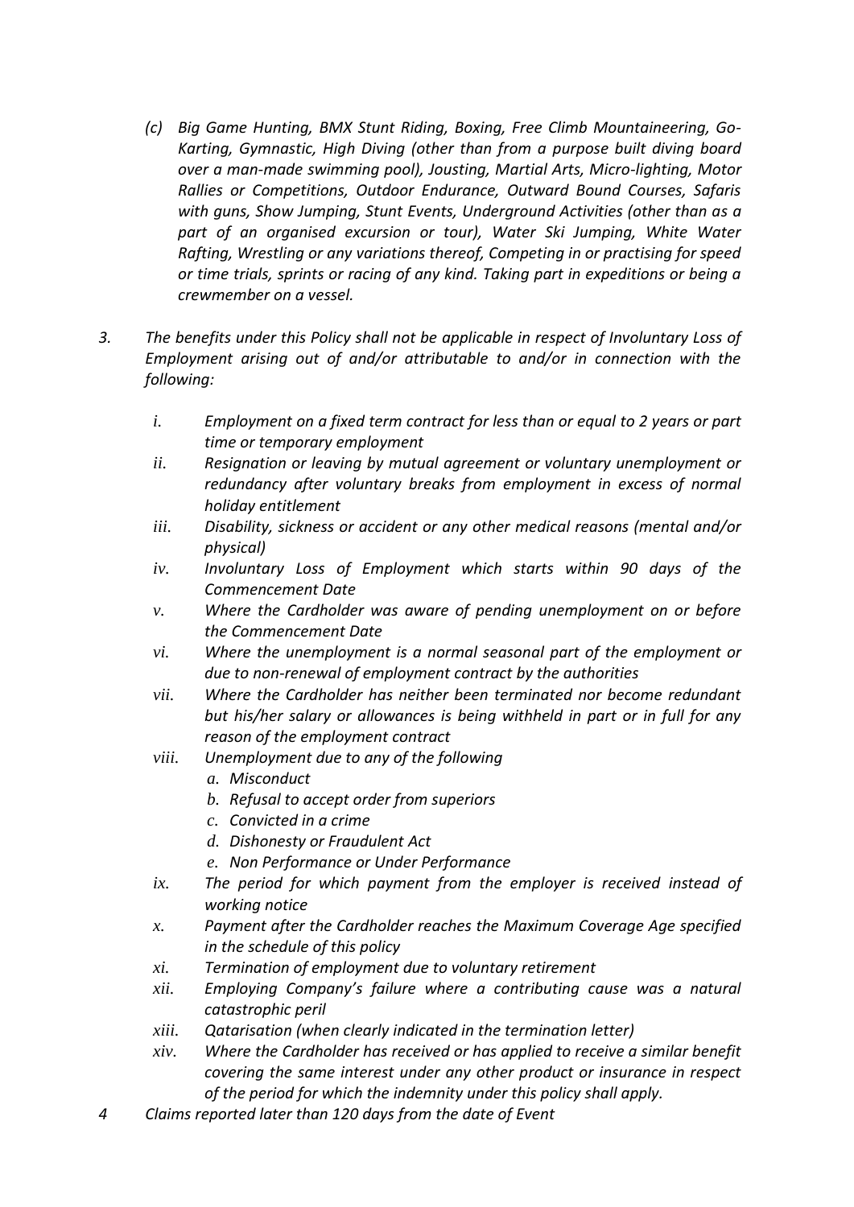*(c) Big Game Hunting, BMX Stunt Riding, Boxing, Free Climb Mountaineering, Go-Karting, Gymnastic, High Diving (other than from a purpose built diving board over a man-made swimming pool), Jousting, Martial Arts, Micro-lighting, Motor Rallies or Competitions, Outdoor Endurance, Outward Bound Courses, Safaris with guns, Show Jumping, Stunt Events, Underground Activities (other than as a part of an organised excursion or tour), Water Ski Jumping, White Water Rafting, Wrestling or any variations thereof, Competing in or practising for speed or time trials, sprints or racing of any kind. Taking part in expeditions or being a crewmember on a vessel.*

3. *The benefits under this Policy shall not be applicable in respect of Involuntary Loss of Employment arising out of and/or attributable to and/or in connection with the following:*

   i. *Employment on a fixed term contract for less than or equal to 2 years or part time or temporary employment*
   ii. *Resignation or leaving by mutual agreement or voluntary unemployment or redundancy after voluntary breaks from employment in excess of normal holiday entitlement*
   iii. *Disability, sickness or accident or any other medical reasons (mental and/or physical)*
   iv. *Involuntary Loss of Employment which starts within 90 days of the Commencement Date*
   v. *Where the Cardholder was aware of pending unemployment on or before the Commencement Date*
   vi. *Where the unemployment is a normal seasonal part of the employment or due to non-renewal of employment contract by the authorities*
   vii. *Where the Cardholder has neither been terminated nor become redundant but his/her salary or allowances is being withheld in part or in full for any reason of the employment contract*
   viii. *Unemployment due to any of the following*
      a. *Misconduct*
      b. *Refusal to accept order from superiors*
      c. *Convicted in a crime*
      d. *Dishonesty or Fraudulent Act*
      e. *Non Performance or Under Performance*
   ix. *The period for which payment from the employer is received instead of working notice*
   x. *Payment after the Cardholder reaches the Maximum Coverage Age specified in the schedule of this policy*
   xi. *Termination of employment due to voluntary retirement*
   xii. *Employing Company's failure where a contributing cause was a natural catastrophic peril*
   xiii. *Qatarisation (when clearly indicated in the termination letter)*
   xiv. *Where the Cardholder has received or has applied to receive a similar benefit covering the same interest under any other product or insurance in respect of the period for which the indemnity under this policy shall apply.*

4 *Claims reported later than 120 days from the date of Event*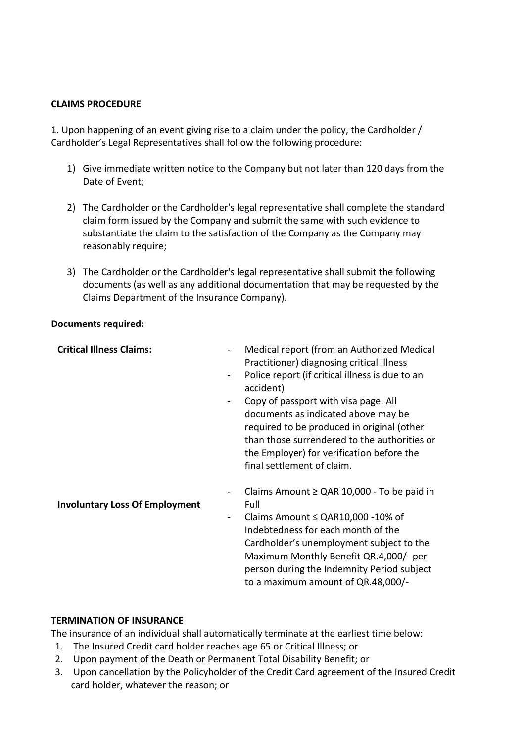**CLAIMS PROCEDURE**

1. Upon happening of an event giving rise to a claim under the policy, the Cardholder / Cardholder's Legal Representatives shall follow the following procedure:

   1) Give immediate written notice to the Company but not later than 120 days from the Date of Event;

   2) The Cardholder or the Cardholder's legal representative shall complete the standard claim form issued by the Company and submit the same with such evidence to substantiate the claim to the satisfaction of the Company as the Company may reasonably require;

   3) The Cardholder or the Cardholder's legal representative shall submit the following documents (as well as any additional documentation that may be requested by the Claims Department of the Insurance Company).

**Documents required:**

| | |
|---|---|
| **Critical Illness Claims:** | - Medical report (from an Authorized Medical Practitioner) diagnosing critical illness<br>- Police report (if critical illness is due to an accident)<br>- Copy of passport with visa page. All documents as indicated above may be required to be produced in original (other than those surrendered to the authorities or the Employer) for verification before the final settlement of claim. |
| **Involuntary Loss Of Employment** | - Claims Amount ≥ QAR 10,000 - To be paid in Full<br>- Claims Amount ≤ QAR10,000 -10% of Indebtedness for each month of the Cardholder's unemployment subject to the Maximum Monthly Benefit QR.4,000/- per person during the Indemnity Period subject to a maximum amount of QR.48,000/- |

**TERMINATION OF INSURANCE**

The insurance of an individual shall automatically terminate at the earliest time below:

1. The Insured Credit card holder reaches age 65 or Critical Illness; or
2. Upon payment of the Death or Permanent Total Disability Benefit; or
3. Upon cancellation by the Policyholder of the Credit Card agreement of the Insured Credit card holder, whatever the reason; or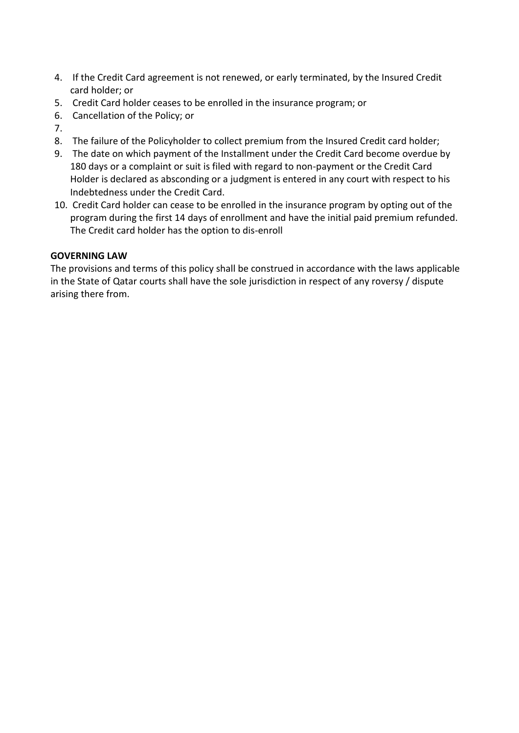4. If the Credit Card agreement is not renewed, or early terminated, by the Insured Credit card holder; or
5. Credit Card holder ceases to be enrolled in the insurance program; or
6. Cancellation of the Policy; or
7. 
8. The failure of the Policyholder to collect premium from the Insured Credit card holder;
9. The date on which payment of the Installment under the Credit Card become overdue by 180 days or a complaint or suit is filed with regard to non-payment or the Credit Card Holder is declared as absconding or a judgment is entered in any court with respect to his Indebtedness under the Credit Card.
10. Credit Card holder can cease to be enrolled in the insurance program by opting out of the program during the first 14 days of enrollment and have the initial paid premium refunded. The Credit card holder has the option to dis-enroll

**GOVERNING LAW**

The provisions and terms of this policy shall be construed in accordance with the laws applicable in the State of Qatar courts shall have the sole jurisdiction in respect of any roversy / dispute arising there from.